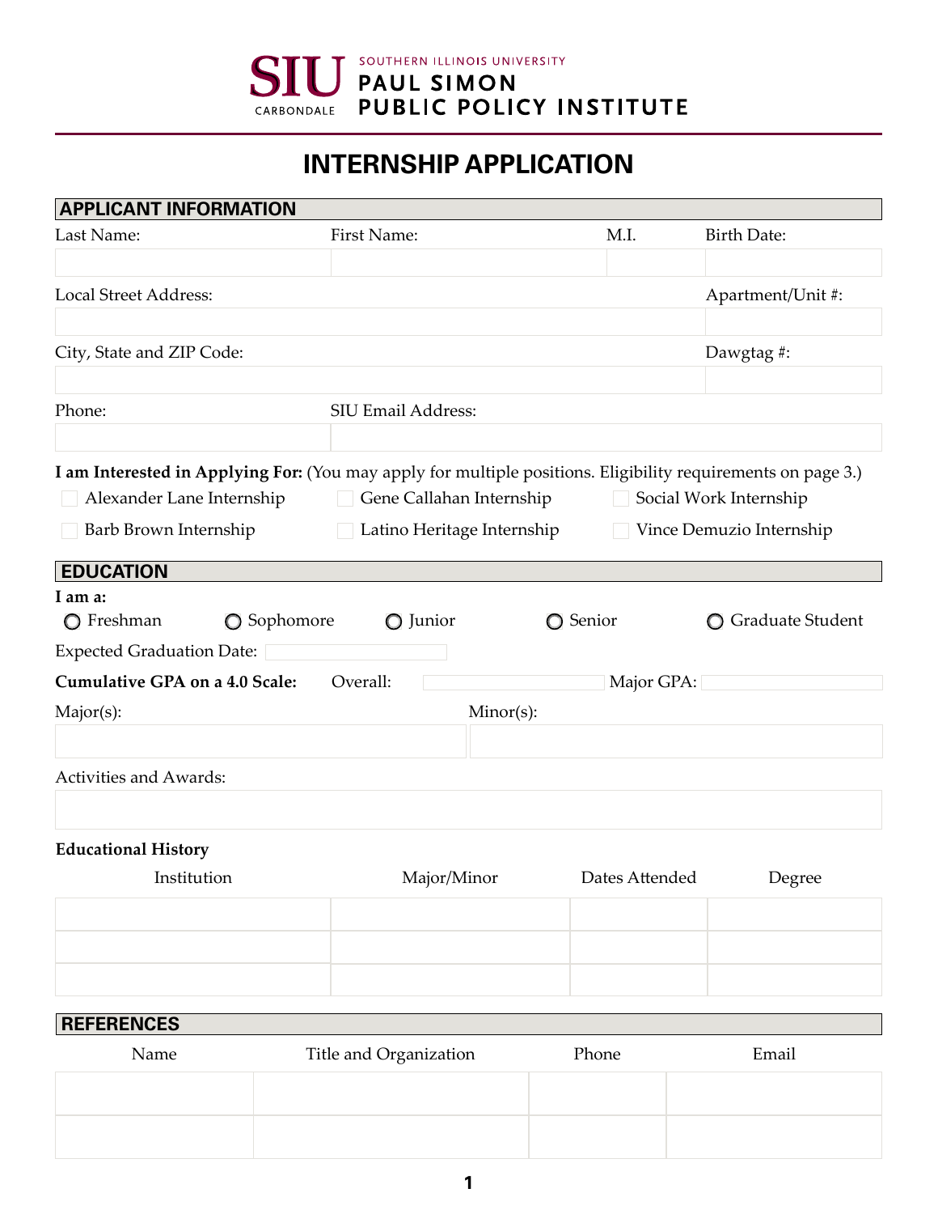SOUTHERN ILLINOIS UNIVERSITY
SIU CARBONDALE
PAUL SIMON
PUBLIC POLICY INSTITUTE

# INTERNSHIP APPLICATION

## APPLICANT INFORMATION

| Last Name: | First Name: | M.I. | Birth Date: |
|---|---|---|---|
| | | | |

| Local Street Address: | Apartment/Unit #: |
|---|---|
| | |

| City, State and ZIP Code: | Dawgtag #: |
|---|---|
| | |

| Phone: | SIU Email Address: |
|---|---|
| | |

**I am Interested in Applying For:** (You may apply for multiple positions. Eligibility requirements on page 3.)

- ☐ Alexander Lane Internship
- ☐ Gene Callahan Internship
- ☐ Social Work Internship
- ☐ Barb Brown Internship
- ☐ Latino Heritage Internship
- ☐ Vince Demuzio Internship

## EDUCATION

**I am a:**

- ○ Freshman
- ○ Sophomore
- ○ Junior
- ○ Senior
- ○ Graduate Student

Expected Graduation Date:

**Cumulative GPA on a 4.0 Scale:** Overall: Major GPA:

| Major(s): | Minor(s): |
|---|---|
| | |

Activities and Awards:

**Educational History**

| Institution | Major/Minor | Dates Attended | Degree |
|---|---|---|---|
| | | | |
| | | | |
| | | | |

## REFERENCES

| Name | Title and Organization | Phone | Email |
|---|---|---|---|
| | | | |
| | | | |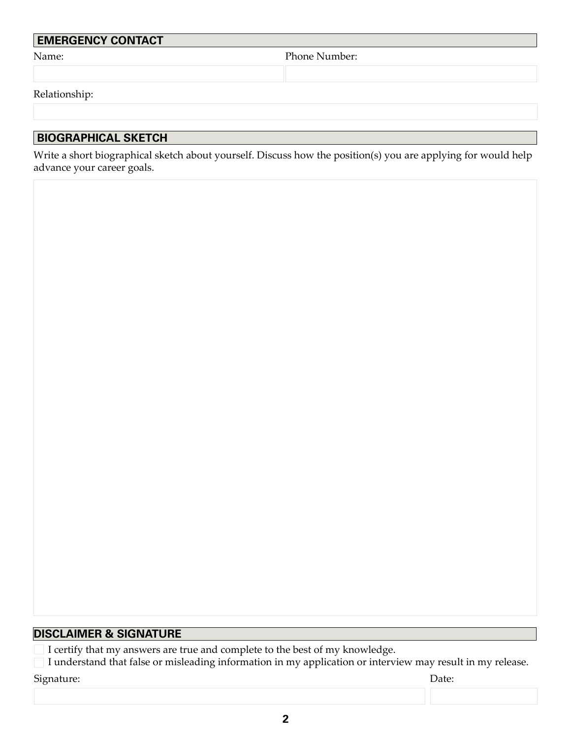## EMERGENCY CONTACT

Name:

Phone Number:

Relationship:

## BIOGRAPHICAL SKETCH

Write a short biographical sketch about yourself. Discuss how the position(s) you are applying for would help advance your career goals.

## DISCLAIMER & SIGNATURE

- [ ] I certify that my answers are true and complete to the best of my knowledge.
- [ ] I understand that false or misleading information in my application or interview may result in my release.

Signature:

Date: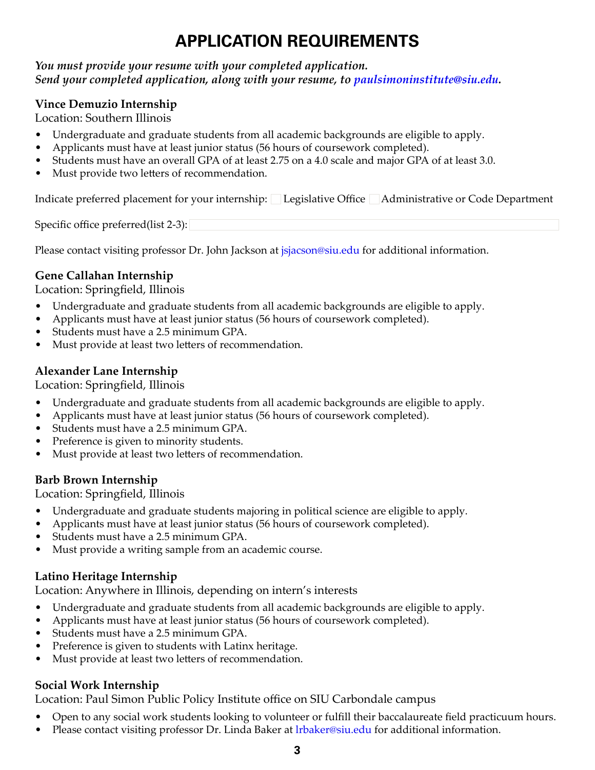# APPLICATION REQUIREMENTS

*You must provide your resume with your completed application.*
*Send your completed application, along with your resume, to paulsimoninstitute@siu.edu.*

### Vince Demuzio Internship

Location: Southern Illinois

- Undergraduate and graduate students from all academic backgrounds are eligible to apply.
- Applicants must have at least junior status (56 hours of coursework completed).
- Students must have an overall GPA of at least 2.75 on a 4.0 scale and major GPA of at least 3.0.
- Must provide two letters of recommendation.

Indicate preferred placement for your internship: ☐ Legislative Office ☐ Administrative or Code Department

Specific office preferred(list 2-3): ____________________

Please contact visiting professor Dr. John Jackson at jsjacson@siu.edu for additional information.

### Gene Callahan Internship

Location: Springfield, Illinois

- Undergraduate and graduate students from all academic backgrounds are eligible to apply.
- Applicants must have at least junior status (56 hours of coursework completed).
- Students must have a 2.5 minimum GPA.
- Must provide at least two letters of recommendation.

### Alexander Lane Internship

Location: Springfield, Illinois

- Undergraduate and graduate students from all academic backgrounds are eligible to apply.
- Applicants must have at least junior status (56 hours of coursework completed).
- Students must have a 2.5 minimum GPA.
- Preference is given to minority students.
- Must provide at least two letters of recommendation.

### Barb Brown Internship

Location: Springfield, Illinois

- Undergraduate and graduate students majoring in political science are eligible to apply.
- Applicants must have at least junior status (56 hours of coursework completed).
- Students must have a 2.5 minimum GPA.
- Must provide a writing sample from an academic course.

### Latino Heritage Internship

Location: Anywhere in Illinois, depending on intern's interests

- Undergraduate and graduate students from all academic backgrounds are eligible to apply.
- Applicants must have at least junior status (56 hours of coursework completed).
- Students must have a 2.5 minimum GPA.
- Preference is given to students with Latinx heritage.
- Must provide at least two letters of recommendation.

### Social Work Internship

Location: Paul Simon Public Policy Institute office on SIU Carbondale campus

- Open to any social work students looking to volunteer or fulfill their baccalaureate field practicuum hours.
- Please contact visiting professor Dr. Linda Baker at lrbaker@siu.edu for additional information.